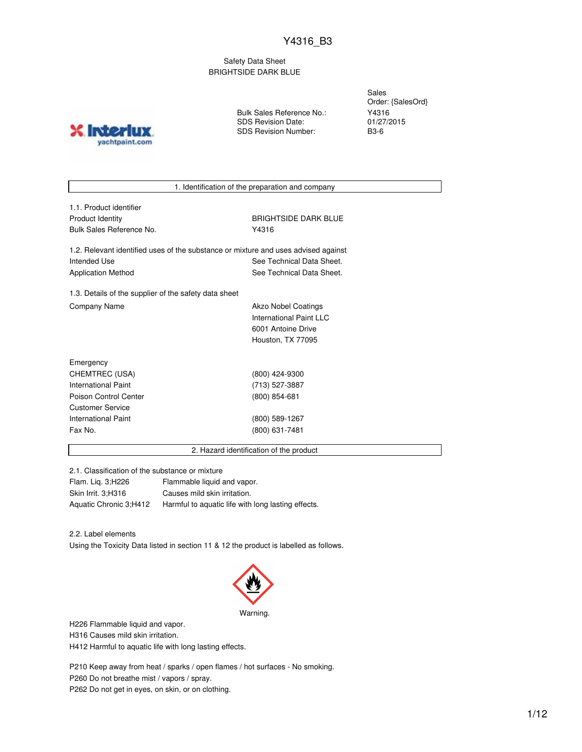Y4316_B3

Safety Data Sheet
BRIGHTSIDE DARK BLUE

| | |
|---|---|
| Bulk Sales Reference No.: | Sales Order: {SalesOrd} Y4316 |
| SDS Revision Date: | 01/27/2015 |
| SDS Revision Number: | B3-6 |

## 1. Identification of the preparation and company

### 1.1. Product identifier

| | |
|---|---|
| Product Identity | BRIGHTSIDE DARK BLUE |
| Bulk Sales Reference No. | Y4316 |

### 1.2. Relevant identified uses of the substance or mixture and uses advised against

| | |
|---|---|
| Intended Use | See Technical Data Sheet. |
| Application Method | See Technical Data Sheet. |

### 1.3. Details of the supplier of the safety data sheet

| | |
|---|---|
| Company Name | Akzo Nobel Coatings<br>International Paint LLC<br>6001 Antoine Drive<br>Houston, TX 77095 |

| | |
|---|---|
| Emergency | |
| CHEMTREC (USA) | (800) 424-9300 |
| International Paint | (713) 527-3887 |
| Poison Control Center | (800) 854-681 |
| Customer Service | |
| International Paint | (800) 589-1267 |
| Fax No. | (800) 631-7481 |

## 2. Hazard identification of the product

### 2.1. Classification of the substance or mixture

| | |
|---|---|
| Flam. Liq. 3;H226 | Flammable liquid and vapor. |
| Skin Irrit. 3;H316 | Causes mild skin irritation. |
| Aquatic Chronic 3;H412 | Harmful to aquatic life with long lasting effects. |

### 2.2. Label elements

Using the Toxicity Data listed in section 11 & 12 the product is labelled as follows.

Warning.

H226 Flammable liquid and vapor.
H316 Causes mild skin irritation.
H412 Harmful to aquatic life with long lasting effects.

P210 Keep away from heat / sparks / open flames / hot surfaces - No smoking.
P260 Do not breathe mist / vapors / spray.
P262 Do not get in eyes, on skin, or on clothing.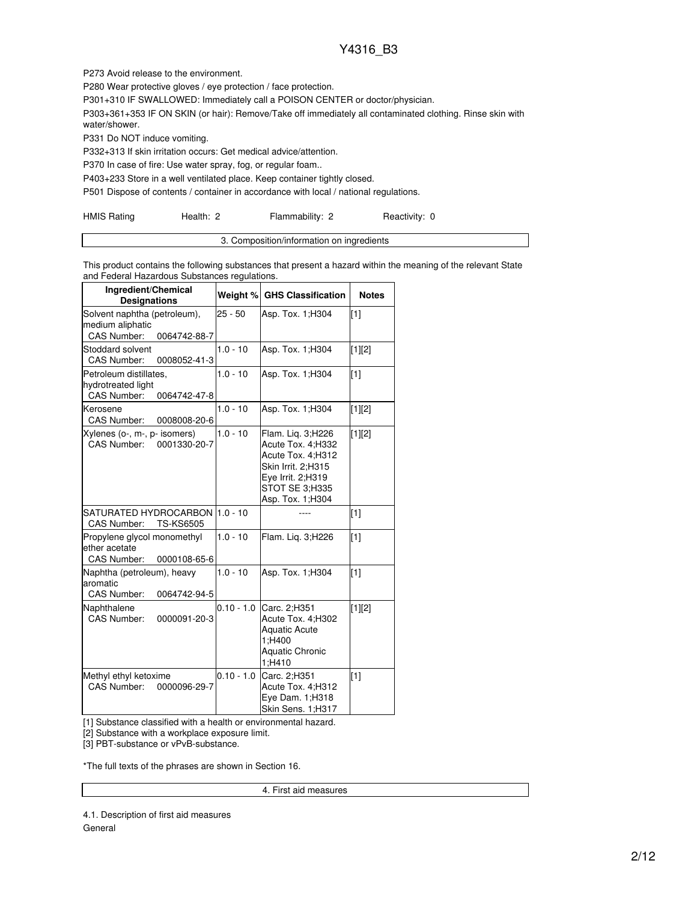P273 Avoid release to the environment.

P280 Wear protective gloves / eye protection / face protection.

P301+310 IF SWALLOWED: Immediately call a POISON CENTER or doctor/physician.

P303+361+353 IF ON SKIN (or hair): Remove/Take off immediately all contaminated clothing. Rinse skin with water/shower.

P331 Do NOT induce vomiting.

P332+313 If skin irritation occurs: Get medical advice/attention.

P370 In case of fire: Use water spray, fog, or regular foam..

P403+233 Store in a well ventilated place. Keep container tightly closed.

P501 Dispose of contents / container in accordance with local / national regulations.

| HMIS Rating | Health: 2 | Flammability: 2 | Reactivity: 0 |
|---|---|---|---|

## 3. Composition/information on ingredients

This product contains the following substances that present a hazard within the meaning of the relevant State and Federal Hazardous Substances regulations.

| Ingredient/Chemical Designations | Weight % | GHS Classification | Notes |
|---|---|---|---|
| Solvent naphtha (petroleum), medium aliphatic<br>CAS Number: 0064742-88-7 | 25 - 50 | Asp. Tox. 1;H304 | [1] |
| Stoddard solvent<br>CAS Number: 0008052-41-3 | 1.0 - 10 | Asp. Tox. 1;H304 | [1][2] |
| Petroleum distillates, hydrotreated light<br>CAS Number: 0064742-47-8 | 1.0 - 10 | Asp. Tox. 1;H304 | [1] |
| Kerosene<br>CAS Number: 0008008-20-6 | 1.0 - 10 | Asp. Tox. 1;H304 | [1][2] |
| Xylenes (o-, m-, p- isomers)<br>CAS Number: 0001330-20-7 | 1.0 - 10 | Flam. Liq. 3;H226<br>Acute Tox. 4;H332<br>Acute Tox. 4;H312<br>Skin Irrit. 2;H315<br>Eye Irrit. 2;H319<br>STOT SE 3;H335<br>Asp. Tox. 1;H304 | [1][2] |
| SATURATED HYDROCARBON<br>CAS Number: TS-KS6505 | 1.0 - 10 | ---- | [1] |
| Propylene glycol monomethyl ether acetate<br>CAS Number: 0000108-65-6 | 1.0 - 10 | Flam. Liq. 3;H226 | [1] |
| Naphtha (petroleum), heavy aromatic<br>CAS Number: 0064742-94-5 | 1.0 - 10 | Asp. Tox. 1;H304 | [1] |
| Naphthalene<br>CAS Number: 0000091-20-3 | 0.10 - 1.0 | Carc. 2;H351<br>Acute Tox. 4;H302<br>Aquatic Acute 1;H400<br>Aquatic Chronic 1;H410 | [1][2] |
| Methyl ethyl ketoxime<br>CAS Number: 0000096-29-7 | 0.10 - 1.0 | Carc. 2;H351<br>Acute Tox. 4;H312<br>Eye Dam. 1;H318<br>Skin Sens. 1;H317 | [1] |

[1] Substance classified with a health or environmental hazard.

[2] Substance with a workplace exposure limit.

[3] PBT-substance or vPvB-substance.

*The full texts of the phrases are shown in Section 16.

## 4. First aid measures

4.1. Description of first aid measures

General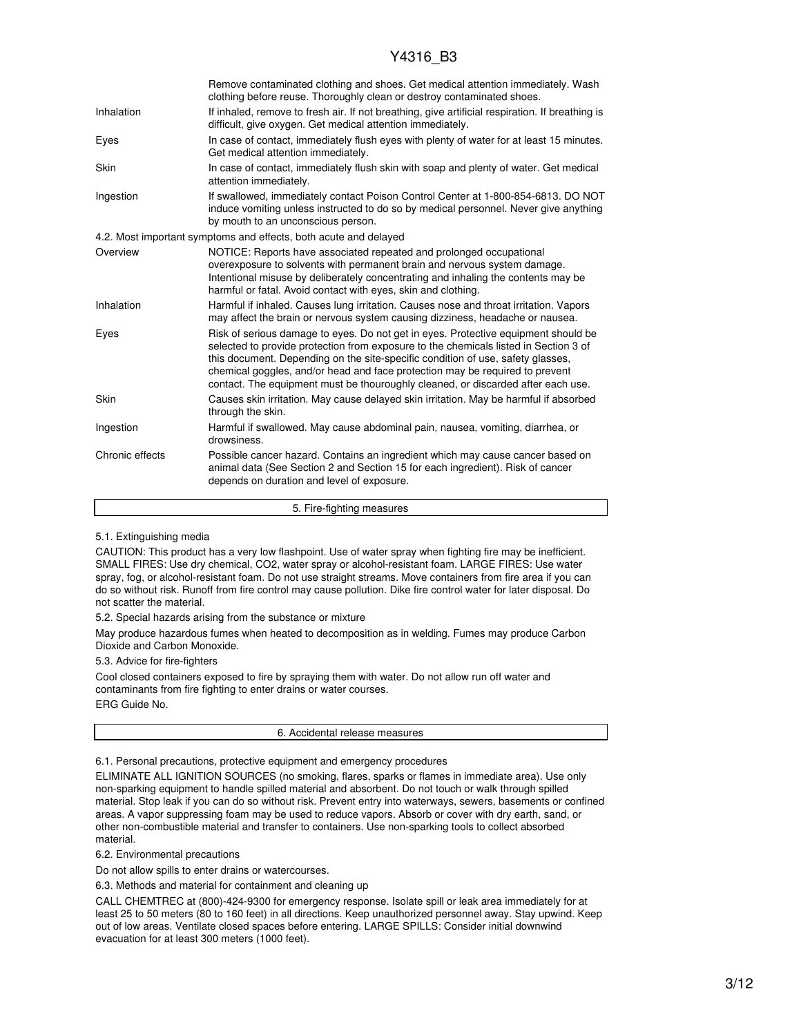| | |
|---|---|
| | Remove contaminated clothing and shoes. Get medical attention immediately. Wash clothing before reuse. Thoroughly clean or destroy contaminated shoes. |
| Inhalation | If inhaled, remove to fresh air. If not breathing, give artificial respiration. If breathing is difficult, give oxygen. Get medical attention immediately. |
| Eyes | In case of contact, immediately flush eyes with plenty of water for at least 15 minutes. Get medical attention immediately. |
| Skin | In case of contact, immediately flush skin with soap and plenty of water. Get medical attention immediately. |
| Ingestion | If swallowed, immediately contact Poison Control Center at 1-800-854-6813. DO NOT induce vomiting unless instructed to do so by medical personnel. Never give anything by mouth to an unconscious person. |

4.2. Most important symptoms and effects, both acute and delayed

| | |
|---|---|
| Overview | NOTICE: Reports have associated repeated and prolonged occupational overexposure to solvents with permanent brain and nervous system damage. Intentional misuse by deliberately concentrating and inhaling the contents may be harmful or fatal. Avoid contact with eyes, skin and clothing. |
| Inhalation | Harmful if inhaled. Causes lung irritation. Causes nose and throat irritation. Vapors may affect the brain or nervous system causing dizziness, headache or nausea. |
| Eyes | Risk of serious damage to eyes. Do not get in eyes. Protective equipment should be selected to provide protection from exposure to the chemicals listed in Section 3 of this document. Depending on the site-specific condition of use, safety glasses, chemical goggles, and/or head and face protection may be required to prevent contact. The equipment must be thouroughly cleaned, or discarded after each use. |
| Skin | Causes skin irritation. May cause delayed skin irritation. May be harmful if absorbed through the skin. |
| Ingestion | Harmful if swallowed. May cause abdominal pain, nausea, vomiting, diarrhea, or drowsiness. |
| Chronic effects | Possible cancer hazard. Contains an ingredient which may cause cancer based on animal data (See Section 2 and Section 15 for each ingredient). Risk of cancer depends on duration and level of exposure. |

## 5. Fire-fighting measures

5.1. Extinguishing media

CAUTION: This product has a very low flashpoint. Use of water spray when fighting fire may be inefficient. SMALL FIRES: Use dry chemical, CO2, water spray or alcohol-resistant foam. LARGE FIRES: Use water spray, fog, or alcohol-resistant foam. Do not use straight streams. Move containers from fire area if you can do so without risk. Runoff from fire control may cause pollution. Dike fire control water for later disposal. Do not scatter the material.

5.2. Special hazards arising from the substance or mixture

May produce hazardous fumes when heated to decomposition as in welding. Fumes may produce Carbon Dioxide and Carbon Monoxide.

5.3. Advice for fire-fighters

Cool closed containers exposed to fire by spraying them with water. Do not allow run off water and contaminants from fire fighting to enter drains or water courses.

ERG Guide No.

## 6. Accidental release measures

6.1. Personal precautions, protective equipment and emergency procedures

ELIMINATE ALL IGNITION SOURCES (no smoking, flares, sparks or flames in immediate area). Use only non-sparking equipment to handle spilled material and absorbent. Do not touch or walk through spilled material. Stop leak if you can do so without risk. Prevent entry into waterways, sewers, basements or confined areas. A vapor suppressing foam may be used to reduce vapors. Absorb or cover with dry earth, sand, or other non-combustible material and transfer to containers. Use non-sparking tools to collect absorbed material.

6.2. Environmental precautions

Do not allow spills to enter drains or watercourses.

6.3. Methods and material for containment and cleaning up

CALL CHEMTREC at (800)-424-9300 for emergency response. Isolate spill or leak area immediately for at least 25 to 50 meters (80 to 160 feet) in all directions. Keep unauthorized personnel away. Stay upwind. Keep out of low areas. Ventilate closed spaces before entering. LARGE SPILLS: Consider initial downwind evacuation for at least 300 meters (1000 feet).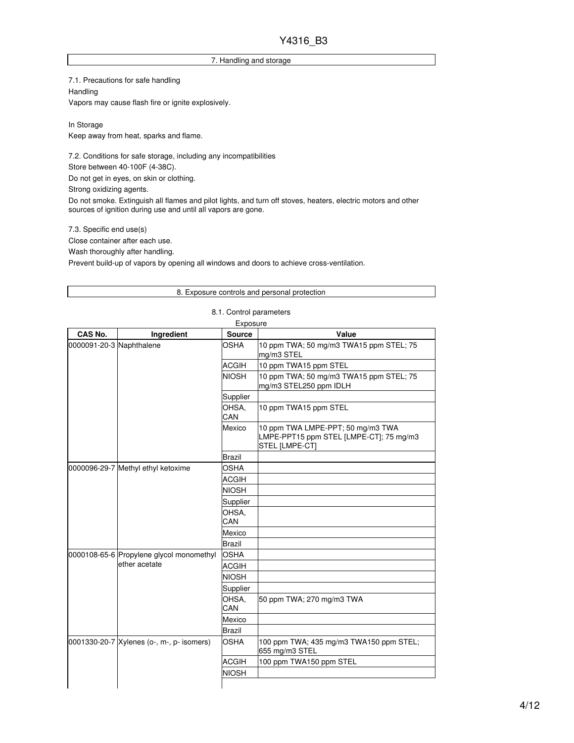## 7. Handling and storage

7.1. Precautions for safe handling

Handling

Vapors may cause flash fire or ignite explosively.

In Storage

Keep away from heat, sparks and flame.

7.2. Conditions for safe storage, including any incompatibilities

Store between 40-100F (4-38C).

Do not get in eyes, on skin or clothing.

Strong oxidizing agents.

Do not smoke. Extinguish all flames and pilot lights, and turn off stoves, heaters, electric motors and other sources of ignition during use and until all vapors are gone.

7.3. Specific end use(s)

Close container after each use.

Wash thoroughly after handling.

Prevent build-up of vapors by opening all windows and doors to achieve cross-ventilation.

## 8. Exposure controls and personal protection

8.1. Control parameters

Exposure

| CAS No. | Ingredient | Source | Value |
|---|---|---|---|
| 0000091-20-3 | Naphthalene | OSHA | 10 ppm TWA; 50 mg/m3 TWA15 ppm STEL; 75 mg/m3 STEL |
| | | ACGIH | 10 ppm TWA15 ppm STEL |
| | | NIOSH | 10 ppm TWA; 50 mg/m3 TWA15 ppm STEL; 75 mg/m3 STEL250 ppm IDLH |
| | | Supplier | |
| | | OHSA, CAN | 10 ppm TWA15 ppm STEL |
| | | Mexico | 10 ppm TWA LMPE-PPT; 50 mg/m3 TWA LMPE-PPT15 ppm STEL [LMPE-CT]; 75 mg/m3 STEL [LMPE-CT] |
| | | Brazil | |
| 0000096-29-7 | Methyl ethyl ketoxime | OSHA | |
| | | ACGIH | |
| | | NIOSH | |
| | | Supplier | |
| | | OHSA, CAN | |
| | | Mexico | |
| | | Brazil | |
| 0000108-65-6 | Propylene glycol monomethyl ether acetate | OSHA | |
| | | ACGIH | |
| | | NIOSH | |
| | | Supplier | |
| | | OHSA, CAN | 50 ppm TWA; 270 mg/m3 TWA |
| | | Mexico | |
| | | Brazil | |
| 0001330-20-7 | Xylenes (o-, m-, p- isomers) | OSHA | 100 ppm TWA; 435 mg/m3 TWA150 ppm STEL; 655 mg/m3 STEL |
| | | ACGIH | 100 ppm TWA150 ppm STEL |
| | | NIOSH | |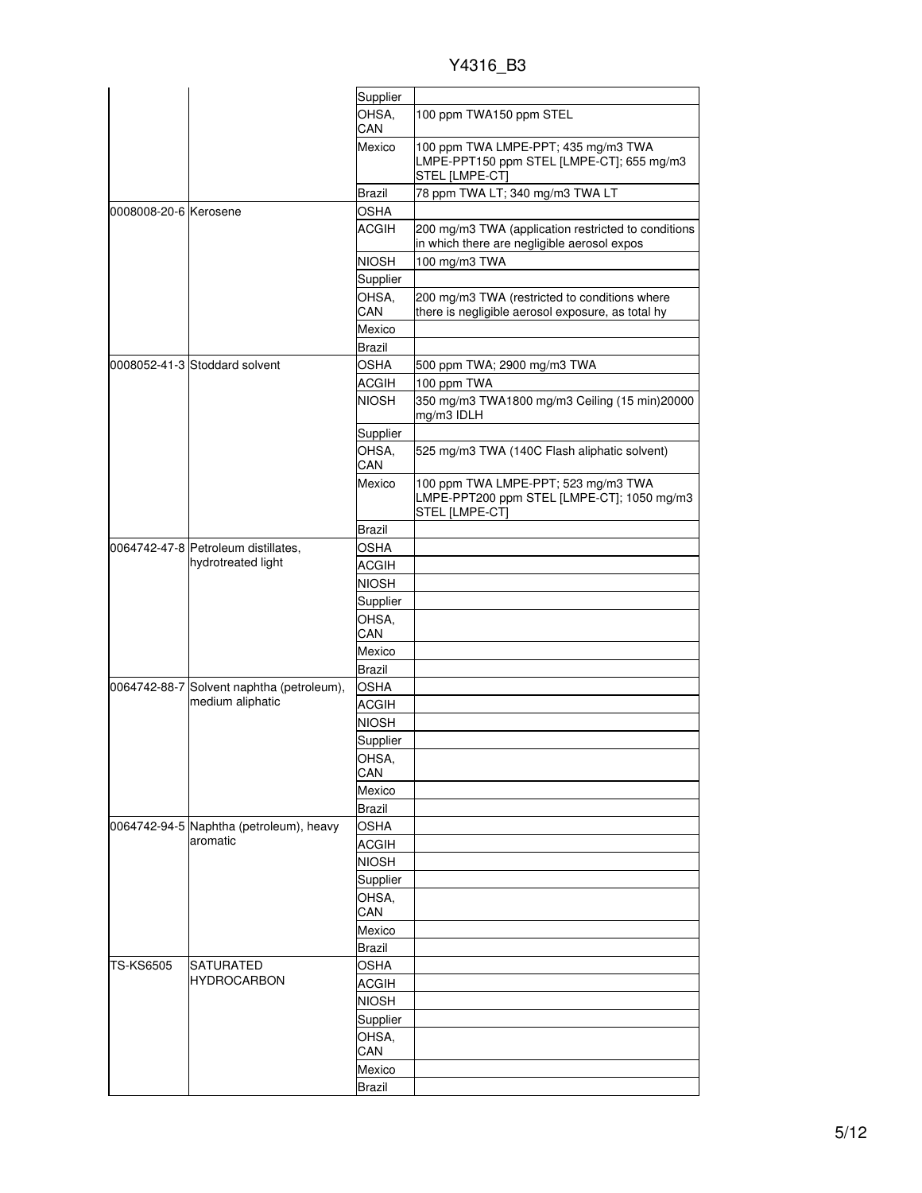| | | | |
|---|---|---|---|
| | | Supplier | |
| | | OHSA, CAN | 100 ppm TWA150 ppm STEL |
| | | Mexico | 100 ppm TWA LMPE-PPT; 435 mg/m3 TWA LMPE-PPT150 ppm STEL [LMPE-CT]; 655 mg/m3 STEL [LMPE-CT] |
| | | Brazil | 78 ppm TWA LT; 340 mg/m3 TWA LT |
| 0008008-20-6 | Kerosene | OSHA | |
| | | ACGIH | 200 mg/m3 TWA (application restricted to conditions in which there are negligible aerosol expos |
| | | NIOSH | 100 mg/m3 TWA |
| | | Supplier | |
| | | OHSA, CAN | 200 mg/m3 TWA (restricted to conditions where there is negligible aerosol exposure, as total hy |
| | | Mexico | |
| | | Brazil | |
| 0008052-41-3 | Stoddard solvent | OSHA | 500 ppm TWA; 2900 mg/m3 TWA |
| | | ACGIH | 100 ppm TWA |
| | | NIOSH | 350 mg/m3 TWA1800 mg/m3 Ceiling (15 min)20000 mg/m3 IDLH |
| | | Supplier | |
| | | OHSA, CAN | 525 mg/m3 TWA (140C Flash aliphatic solvent) |
| | | Mexico | 100 ppm TWA LMPE-PPT; 523 mg/m3 TWA LMPE-PPT200 ppm STEL [LMPE-CT]; 1050 mg/m3 STEL [LMPE-CT] |
| | | Brazil | |
| 0064742-47-8 | Petroleum distillates, hydrotreated light | OSHA | |
| | | ACGIH | |
| | | NIOSH | |
| | | Supplier | |
| | | OHSA, CAN | |
| | | Mexico | |
| | | Brazil | |
| 0064742-88-7 | Solvent naphtha (petroleum), medium aliphatic | OSHA | |
| | | ACGIH | |
| | | NIOSH | |
| | | Supplier | |
| | | OHSA, CAN | |
| | | Mexico | |
| | | Brazil | |
| 0064742-94-5 | Naphtha (petroleum), heavy aromatic | OSHA | |
| | | ACGIH | |
| | | NIOSH | |
| | | Supplier | |
| | | OHSA, CAN | |
| | | Mexico | |
| | | Brazil | |
| TS-KS6505 | SATURATED HYDROCARBON | OSHA | |
| | | ACGIH | |
| | | NIOSH | |
| | | Supplier | |
| | | OHSA, CAN | |
| | | Mexico | |
| | | Brazil | |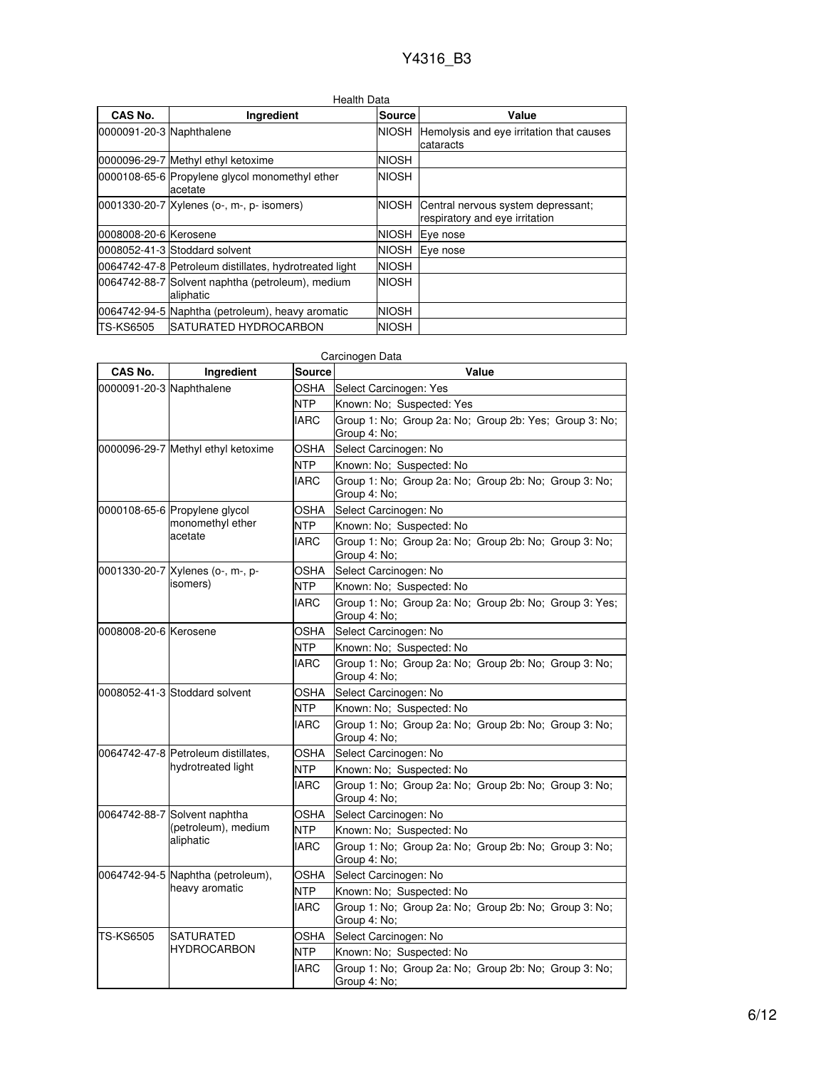Health Data

| CAS No. | Ingredient | Source | Value |
|---|---|---|---|
| 0000091-20-3 | Naphthalene | NIOSH | Hemolysis and eye irritation that causes cataracts |
| 0000096-29-7 | Methyl ethyl ketoxime | NIOSH | |
| 0000108-65-6 | Propylene glycol monomethyl ether acetate | NIOSH | |
| 0001330-20-7 | Xylenes (o-, m-, p- isomers) | NIOSH | Central nervous system depressant; respiratory and eye irritation |
| 0008008-20-6 | Kerosene | NIOSH | Eye nose |
| 0008052-41-3 | Stoddard solvent | NIOSH | Eye nose |
| 0064742-47-8 | Petroleum distillates, hydrotreated light | NIOSH | |
| 0064742-88-7 | Solvent naphtha (petroleum), medium aliphatic | NIOSH | |
| 0064742-94-5 | Naphtha (petroleum), heavy aromatic | NIOSH | |
| TS-KS6505 | SATURATED HYDROCARBON | NIOSH | |

Carcinogen Data

| CAS No. | Ingredient | Source | Value |
|---|---|---|---|
| 0000091-20-3 | Naphthalene | OSHA | Select Carcinogen: Yes |
| | | NTP | Known: No; Suspected: Yes |
| | | IARC | Group 1: No; Group 2a: No; Group 2b: Yes; Group 3: No; Group 4: No; |
| 0000096-29-7 | Methyl ethyl ketoxime | OSHA | Select Carcinogen: No |
| | | NTP | Known: No; Suspected: No |
| | | IARC | Group 1: No; Group 2a: No; Group 2b: No; Group 3: No; Group 4: No; |
| 0000108-65-6 | Propylene glycol monomethyl ether acetate | OSHA | Select Carcinogen: No |
| | | NTP | Known: No; Suspected: No |
| | | IARC | Group 1: No; Group 2a: No; Group 2b: No; Group 3: No; Group 4: No; |
| 0001330-20-7 | Xylenes (o-, m-, p- isomers) | OSHA | Select Carcinogen: No |
| | | NTP | Known: No; Suspected: No |
| | | IARC | Group 1: No; Group 2a: No; Group 2b: No; Group 3: Yes; Group 4: No; |
| 0008008-20-6 | Kerosene | OSHA | Select Carcinogen: No |
| | | NTP | Known: No; Suspected: No |
| | | IARC | Group 1: No; Group 2a: No; Group 2b: No; Group 3: No; Group 4: No; |
| 0008052-41-3 | Stoddard solvent | OSHA | Select Carcinogen: No |
| | | NTP | Known: No; Suspected: No |
| | | IARC | Group 1: No; Group 2a: No; Group 2b: No; Group 3: No; Group 4: No; |
| 0064742-47-8 | Petroleum distillates, hydrotreated light | OSHA | Select Carcinogen: No |
| | | NTP | Known: No; Suspected: No |
| | | IARC | Group 1: No; Group 2a: No; Group 2b: No; Group 3: No; Group 4: No; |
| 0064742-88-7 | Solvent naphtha (petroleum), medium aliphatic | OSHA | Select Carcinogen: No |
| | | NTP | Known: No; Suspected: No |
| | | IARC | Group 1: No; Group 2a: No; Group 2b: No; Group 3: No; Group 4: No; |
| 0064742-94-5 | Naphtha (petroleum), heavy aromatic | OSHA | Select Carcinogen: No |
| | | NTP | Known: No; Suspected: No |
| | | IARC | Group 1: No; Group 2a: No; Group 2b: No; Group 3: No; Group 4: No; |
| TS-KS6505 | SATURATED HYDROCARBON | OSHA | Select Carcinogen: No |
| | | NTP | Known: No; Suspected: No |
| | | IARC | Group 1: No; Group 2a: No; Group 2b: No; Group 3: No; Group 4: No; |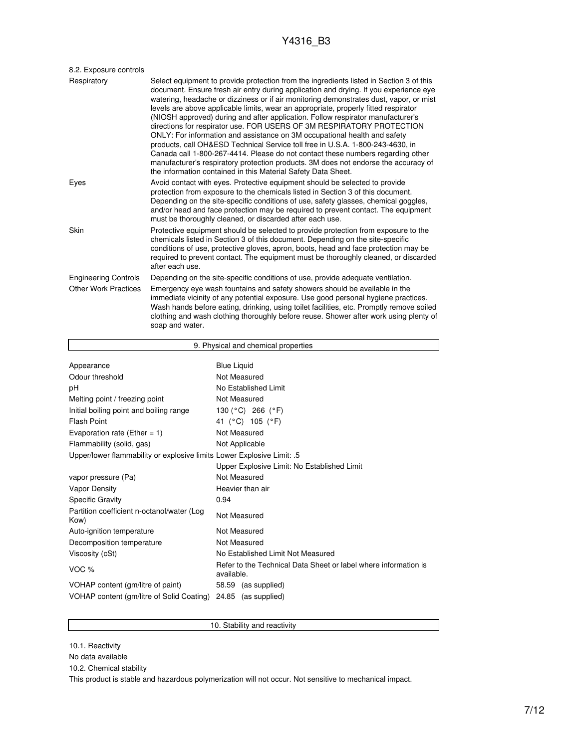8.2. Exposure controls

| | |
|---|---|
| Respiratory | Select equipment to provide protection from the ingredients listed in Section 3 of this document. Ensure fresh air entry during application and drying. If you experience eye watering, headache or dizziness or if air monitoring demonstrates dust, vapor, or mist levels are above applicable limits, wear an appropriate, properly fitted respirator (NIOSH approved) during and after application. Follow respirator manufacturer's directions for respirator use. FOR USERS OF 3M RESPIRATORY PROTECTION ONLY: For information and assistance on 3M occupational health and safety products, call OH&ESD Technical Service toll free in U.S.A. 1-800-243-4630, in Canada call 1-800-267-4414. Please do not contact these numbers regarding other manufacturer's respiratory protection products. 3M does not endorse the accuracy of the information contained in this Material Safety Data Sheet. |
| Eyes | Avoid contact with eyes. Protective equipment should be selected to provide protection from exposure to the chemicals listed in Section 3 of this document. Depending on the site-specific conditions of use, safety glasses, chemical goggles, and/or head and face protection may be required to prevent contact. The equipment must be thoroughly cleaned, or discarded after each use. |
| Skin | Protective equipment should be selected to provide protection from exposure to the chemicals listed in Section 3 of this document. Depending on the site-specific conditions of use, protective gloves, apron, boots, head and face protection may be required to prevent contact. The equipment must be thoroughly cleaned, or discarded after each use. |
| Engineering Controls | Depending on the site-specific conditions of use, provide adequate ventilation. |
| Other Work Practices | Emergency eye wash fountains and safety showers should be available in the immediate vicinity of any potential exposure. Use good personal hygiene practices. Wash hands before eating, drinking, using toilet facilities, etc. Promptly remove soiled clothing and wash clothing thoroughly before reuse. Shower after work using plenty of soap and water. |

## 9. Physical and chemical properties

| | |
|---|---|
| Appearance | Blue Liquid |
| Odour threshold | Not Measured |
| pH | No Established Limit |
| Melting point / freezing point | Not Measured |
| Initial boiling point and boiling range | 130 (°C) 266 (°F) |
| Flash Point | 41 (°C) 105 (°F) |
| Evaporation rate (Ether = 1) | Not Measured |
| Flammability (solid, gas) | Not Applicable |
| Upper/lower flammability or explosive limits | Lower Explosive Limit: .5<br>Upper Explosive Limit: No Established Limit |
| vapor pressure (Pa) | Not Measured |
| Vapor Density | Heavier than air |
| Specific Gravity | 0.94 |
| Partition coefficient n-octanol/water (Log Kow) | Not Measured |
| Auto-ignition temperature | Not Measured |
| Decomposition temperature | Not Measured |
| Viscosity (cSt) | No Established Limit Not Measured |
| VOC % | Refer to the Technical Data Sheet or label where information is available. |
| VOHAP content (gm/litre of paint) | 58.59 (as supplied) |
| VOHAP content (gm/litre of Solid Coating) | 24.85 (as supplied) |

## 10. Stability and reactivity

10.1. Reactivity

No data available

10.2. Chemical stability

This product is stable and hazardous polymerization will not occur. Not sensitive to mechanical impact.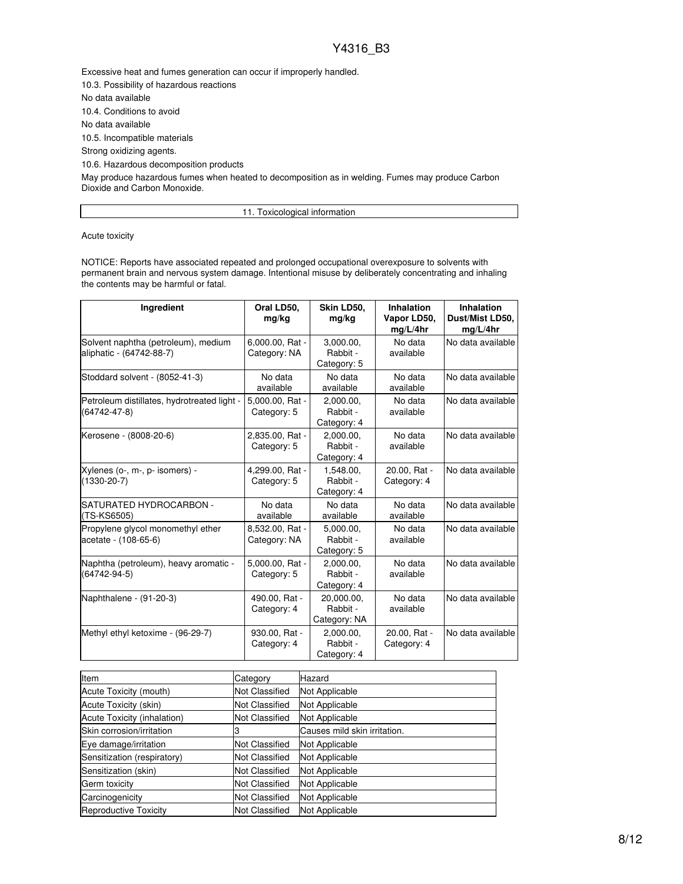Excessive heat and fumes generation can occur if improperly handled.

10.3. Possibility of hazardous reactions

No data available

10.4. Conditions to avoid

No data available

10.5. Incompatible materials

Strong oxidizing agents.

10.6. Hazardous decomposition products

May produce hazardous fumes when heated to decomposition as in welding. Fumes may produce Carbon Dioxide and Carbon Monoxide.

## 11. Toxicological information

Acute toxicity

NOTICE: Reports have associated repeated and prolonged occupational overexposure to solvents with permanent brain and nervous system damage. Intentional misuse by deliberately concentrating and inhaling the contents may be harmful or fatal.

| Ingredient | Oral LD50, mg/kg | Skin LD50, mg/kg | Inhalation Vapor LD50, mg/L/4hr | Inhalation Dust/Mist LD50, mg/L/4hr |
|---|---|---|---|---|
| Solvent naphtha (petroleum), medium aliphatic - (64742-88-7) | 6,000.00, Rat - Category: NA | 3,000.00, Rabbit - Category: 5 | No data available | No data available |
| Stoddard solvent - (8052-41-3) | No data available | No data available | No data available | No data available |
| Petroleum distillates, hydrotreated light - (64742-47-8) | 5,000.00, Rat - Category: 5 | 2,000.00, Rabbit - Category: 4 | No data available | No data available |
| Kerosene - (8008-20-6) | 2,835.00, Rat - Category: 5 | 2,000.00, Rabbit - Category: 4 | No data available | No data available |
| Xylenes (o-, m-, p- isomers) - (1330-20-7) | 4,299.00, Rat - Category: 5 | 1,548.00, Rabbit - Category: 4 | 20.00, Rat - Category: 4 | No data available |
| SATURATED HYDROCARBON - (TS-KS6505) | No data available | No data available | No data available | No data available |
| Propylene glycol monomethyl ether acetate - (108-65-6) | 8,532.00, Rat - Category: NA | 5,000.00, Rabbit - Category: 5 | No data available | No data available |
| Naphtha (petroleum), heavy aromatic - (64742-94-5) | 5,000.00, Rat - Category: 5 | 2,000.00, Rabbit - Category: 4 | No data available | No data available |
| Naphthalene - (91-20-3) | 490.00, Rat - Category: 4 | 20,000.00, Rabbit - Category: NA | No data available | No data available |
| Methyl ethyl ketoxime - (96-29-7) | 930.00, Rat - Category: 4 | 2,000.00, Rabbit - Category: 4 | 20.00, Rat - Category: 4 | No data available |

| Item | Category | Hazard |
|---|---|---|
| Acute Toxicity (mouth) | Not Classified | Not Applicable |
| Acute Toxicity (skin) | Not Classified | Not Applicable |
| Acute Toxicity (inhalation) | Not Classified | Not Applicable |
| Skin corrosion/irritation | 3 | Causes mild skin irritation. |
| Eye damage/irritation | Not Classified | Not Applicable |
| Sensitization (respiratory) | Not Classified | Not Applicable |
| Sensitization (skin) | Not Classified | Not Applicable |
| Germ toxicity | Not Classified | Not Applicable |
| Carcinogenicity | Not Classified | Not Applicable |
| Reproductive Toxicity | Not Classified | Not Applicable |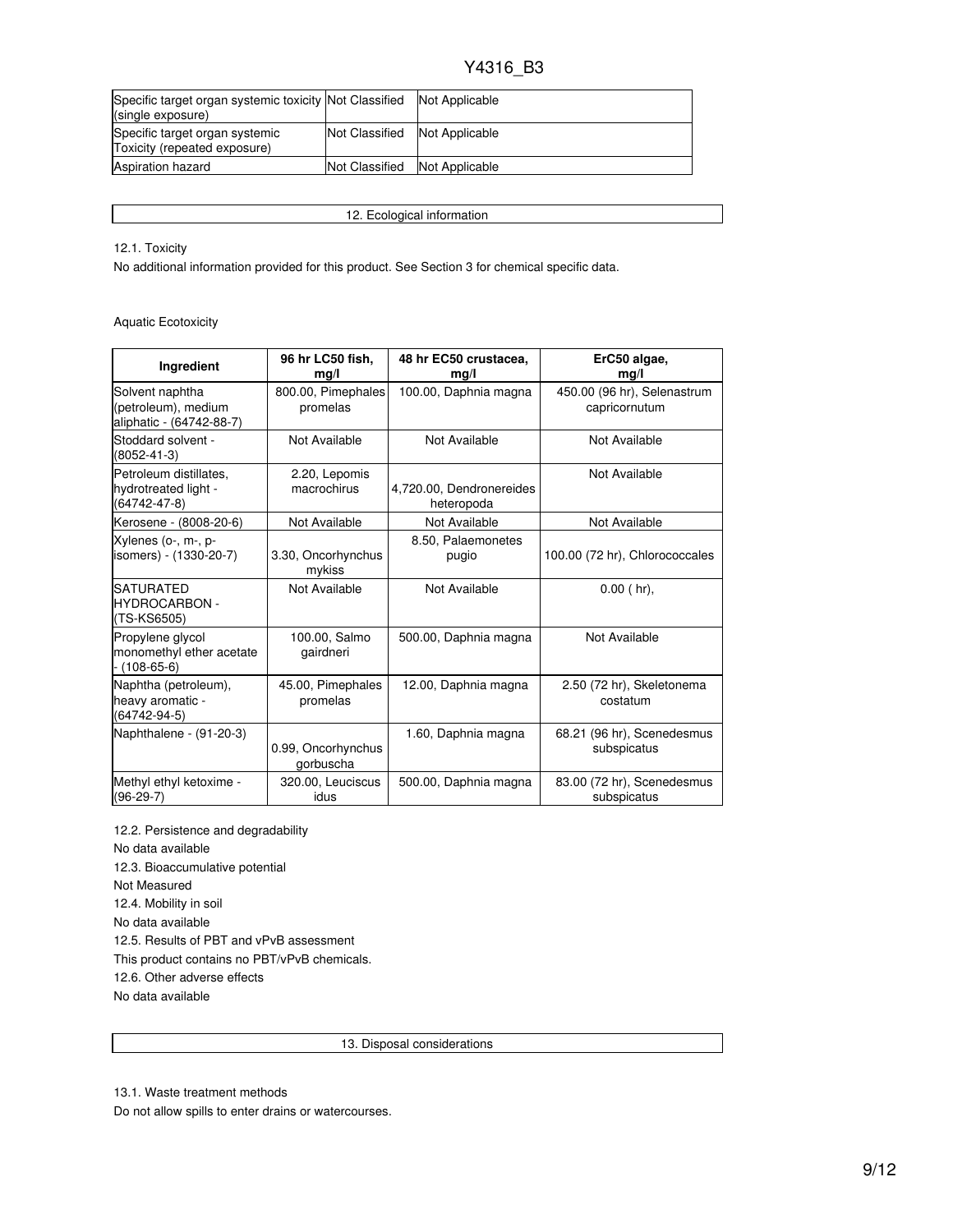| Specific target organ systemic toxicity (single exposure) | Not Classified | Not Applicable |
| --- | --- | --- |
| Specific target organ systemic Toxicity (repeated exposure) | Not Classified | Not Applicable |
| Aspiration hazard | Not Classified | Not Applicable |

## 12. Ecological information

12.1. Toxicity

No additional information provided for this product. See Section 3 for chemical specific data.

Aquatic Ecotoxicity

| Ingredient | 96 hr LC50 fish, mg/l | 48 hr EC50 crustacea, mg/l | ErC50 algae, mg/l |
| --- | --- | --- | --- |
| Solvent naphtha (petroleum), medium aliphatic - (64742-88-7) | 800.00, Pimephales promelas | 100.00, Daphnia magna | 450.00 (96 hr), Selenastrum capricornutum |
| Stoddard solvent - (8052-41-3) | Not Available | Not Available | Not Available |
| Petroleum distillates, hydrotreated light - (64742-47-8) | 2.20, Lepomis macrochirus | 4,720.00, Dendronereides heteropoda | Not Available |
| Kerosene - (8008-20-6) | Not Available | Not Available | Not Available |
| Xylenes (o-, m-, p- isomers) - (1330-20-7) | 3.30, Oncorhynchus mykiss | 8.50, Palaemonetes pugio | 100.00 (72 hr), Chlorococcales |
| SATURATED HYDROCARBON - (TS-KS6505) | Not Available | Not Available | 0.00 ( hr), |
| Propylene glycol monomethyl ether acetate - (108-65-6) | 100.00, Salmo gairdneri | 500.00, Daphnia magna | Not Available |
| Naphtha (petroleum), heavy aromatic - (64742-94-5) | 45.00, Pimephales promelas | 12.00, Daphnia magna | 2.50 (72 hr), Skeletonema costatum |
| Naphthalene - (91-20-3) | 0.99, Oncorhynchus gorbuscha | 1.60, Daphnia magna | 68.21 (96 hr), Scenedesmus subspicatus |
| Methyl ethyl ketoxime - (96-29-7) | 320.00, Leuciscus idus | 500.00, Daphnia magna | 83.00 (72 hr), Scenedesmus subspicatus |

12.2. Persistence and degradability

No data available

12.3. Bioaccumulative potential

Not Measured

12.4. Mobility in soil

No data available

12.5. Results of PBT and vPvB assessment

This product contains no PBT/vPvB chemicals.

12.6. Other adverse effects

No data available

## 13. Disposal considerations

13.1. Waste treatment methods

Do not allow spills to enter drains or watercourses.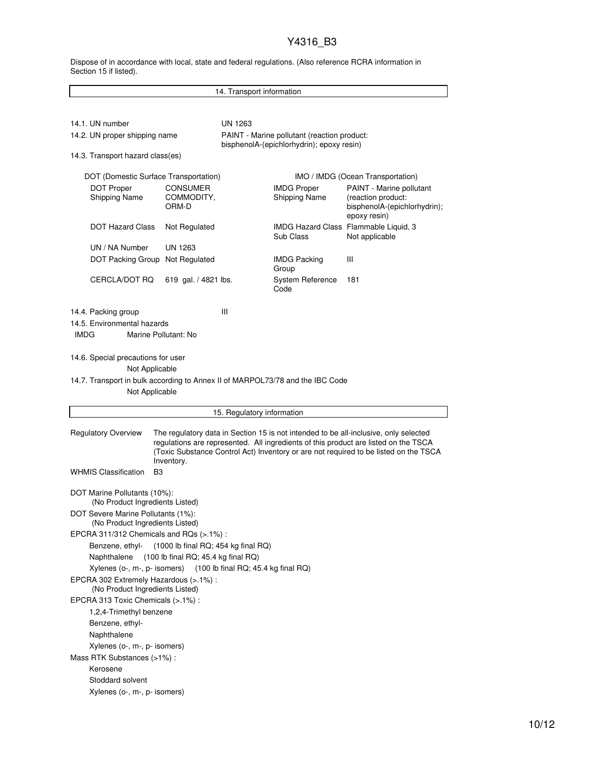Dispose of in accordance with local, state and federal regulations. (Also reference RCRA information in Section 15 if listed).

## 14. Transport information

14.1. UN number: UN 1263

14.2. UN proper shipping name: PAINT - Marine pollutant (reaction product: bisphenolA-(epichlorhydrin); epoxy resin)

14.3. Transport hazard class(es)

| DOT (Domestic Surface Transportation) | | IMO / IMDG (Ocean Transportation) | |
|---|---|---|---|
| DOT Proper Shipping Name | CONSUMER COMMODITY, ORM-D | IMDG Proper Shipping Name | PAINT - Marine pollutant (reaction product: bisphenolA-(epichlorhydrin); epoxy resin) |
| DOT Hazard Class | Not Regulated | IMDG Hazard Class Sub Class | Flammable Liquid, 3 Not applicable |
| UN / NA Number | UN 1263 | | |
| DOT Packing Group | Not Regulated | IMDG Packing Group | III |
| CERCLA/DOT RQ | 619 gal. / 4821 lbs. | System Reference Code | 181 |

14.4. Packing group: III

14.5. Environmental hazards

IMDG Marine Pollutant: No

14.6. Special precautions for user

Not Applicable

14.7. Transport in bulk according to Annex II of MARPOL73/78 and the IBC Code

Not Applicable

## 15. Regulatory information

Regulatory Overview: The regulatory data in Section 15 is not intended to be all-inclusive, only selected regulations are represented. All ingredients of this product are listed on the TSCA (Toxic Substance Control Act) Inventory or are not required to be listed on the TSCA Inventory.

WHMIS Classification: B3

DOT Marine Pollutants (10%):
(No Product Ingredients Listed)

DOT Severe Marine Pollutants (1%):
(No Product Ingredients Listed)

EPCRA 311/312 Chemicals and RQs (>.1%) :
- Benzene, ethyl- (1000 lb final RQ; 454 kg final RQ)
- Naphthalene (100 lb final RQ; 45.4 kg final RQ)
- Xylenes (o-, m-, p- isomers) (100 lb final RQ; 45.4 kg final RQ)

EPCRA 302 Extremely Hazardous (>.1%) :
(No Product Ingredients Listed)

EPCRA 313 Toxic Chemicals (>.1%) :
- 1,2,4-Trimethyl benzene
- Benzene, ethyl-
- Naphthalene
- Xylenes (o-, m-, p- isomers)

Mass RTK Substances (>1%) :
- Kerosene
- Stoddard solvent
- Xylenes (o-, m-, p- isomers)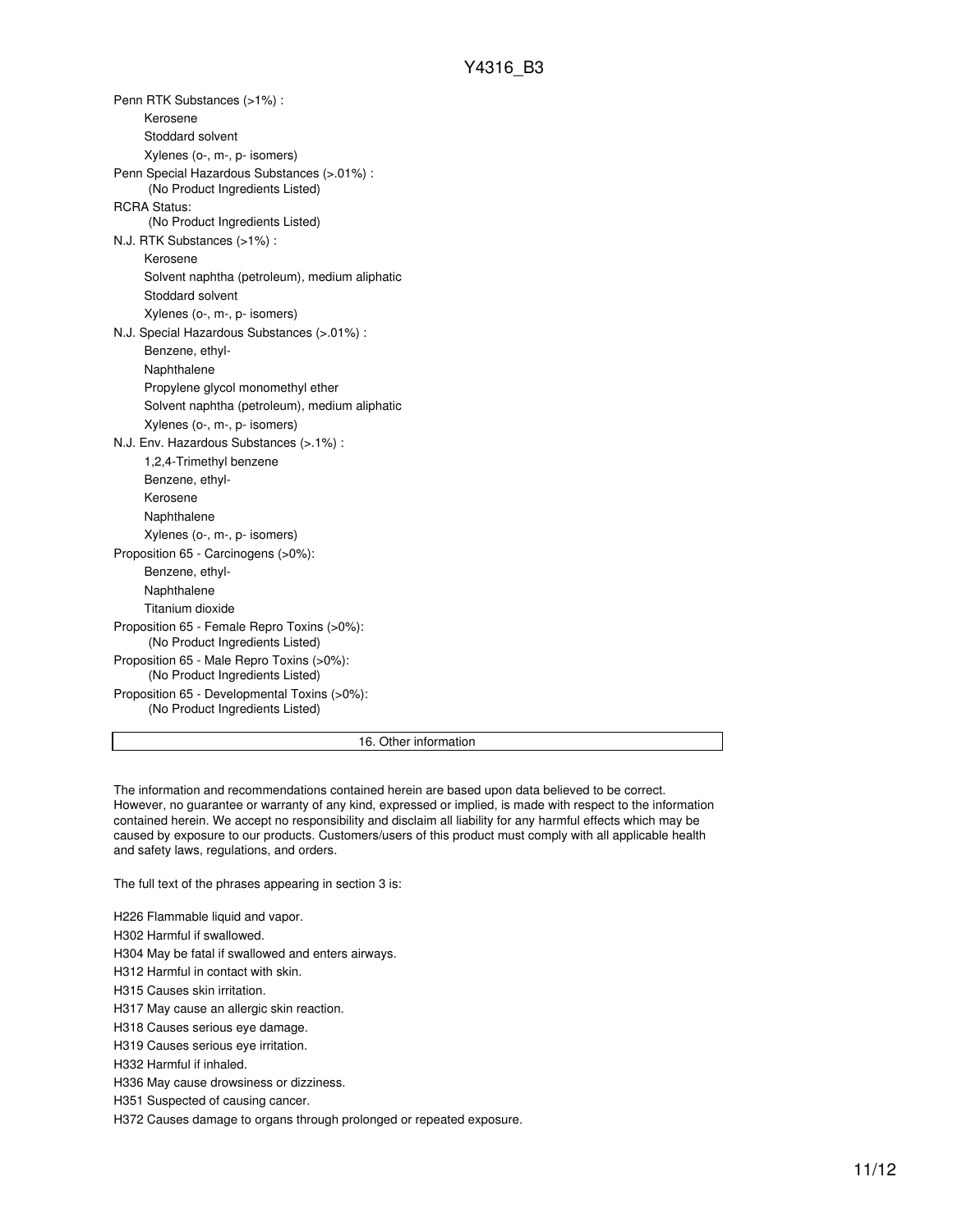Penn RTK Substances (>1%) :

- Kerosene
- Stoddard solvent
- Xylenes (o-, m-, p- isomers)

Penn Special Hazardous Substances (>.01%) :

(No Product Ingredients Listed)

RCRA Status:

(No Product Ingredients Listed)

N.J. RTK Substances (>1%) :

- Kerosene
- Solvent naphtha (petroleum), medium aliphatic
- Stoddard solvent
- Xylenes (o-, m-, p- isomers)

N.J. Special Hazardous Substances (>.01%) :

- Benzene, ethyl-
- Naphthalene
- Propylene glycol monomethyl ether
- Solvent naphtha (petroleum), medium aliphatic
- Xylenes (o-, m-, p- isomers)

N.J. Env. Hazardous Substances (>.1%) :

- 1,2,4-Trimethyl benzene
- Benzene, ethyl-
- Kerosene
- Naphthalene
- Xylenes (o-, m-, p- isomers)

Proposition 65 - Carcinogens (>0%):

- Benzene, ethyl-
- Naphthalene
- Titanium dioxide

Proposition 65 - Female Repro Toxins (>0%):

(No Product Ingredients Listed)

Proposition 65 - Male Repro Toxins (>0%):

(No Product Ingredients Listed)

Proposition 65 - Developmental Toxins (>0%):

(No Product Ingredients Listed)

## 16. Other information

The information and recommendations contained herein are based upon data believed to be correct. However, no guarantee or warranty of any kind, expressed or implied, is made with respect to the information contained herein. We accept no responsibility and disclaim all liability for any harmful effects which may be caused by exposure to our products. Customers/users of this product must comply with all applicable health and safety laws, regulations, and orders.

The full text of the phrases appearing in section 3 is:

H226 Flammable liquid and vapor.

H302 Harmful if swallowed.

H304 May be fatal if swallowed and enters airways.

H312 Harmful in contact with skin.

H315 Causes skin irritation.

H317 May cause an allergic skin reaction.

H318 Causes serious eye damage.

H319 Causes serious eye irritation.

H332 Harmful if inhaled.

H336 May cause drowsiness or dizziness.

H351 Suspected of causing cancer.

H372 Causes damage to organs through prolonged or repeated exposure.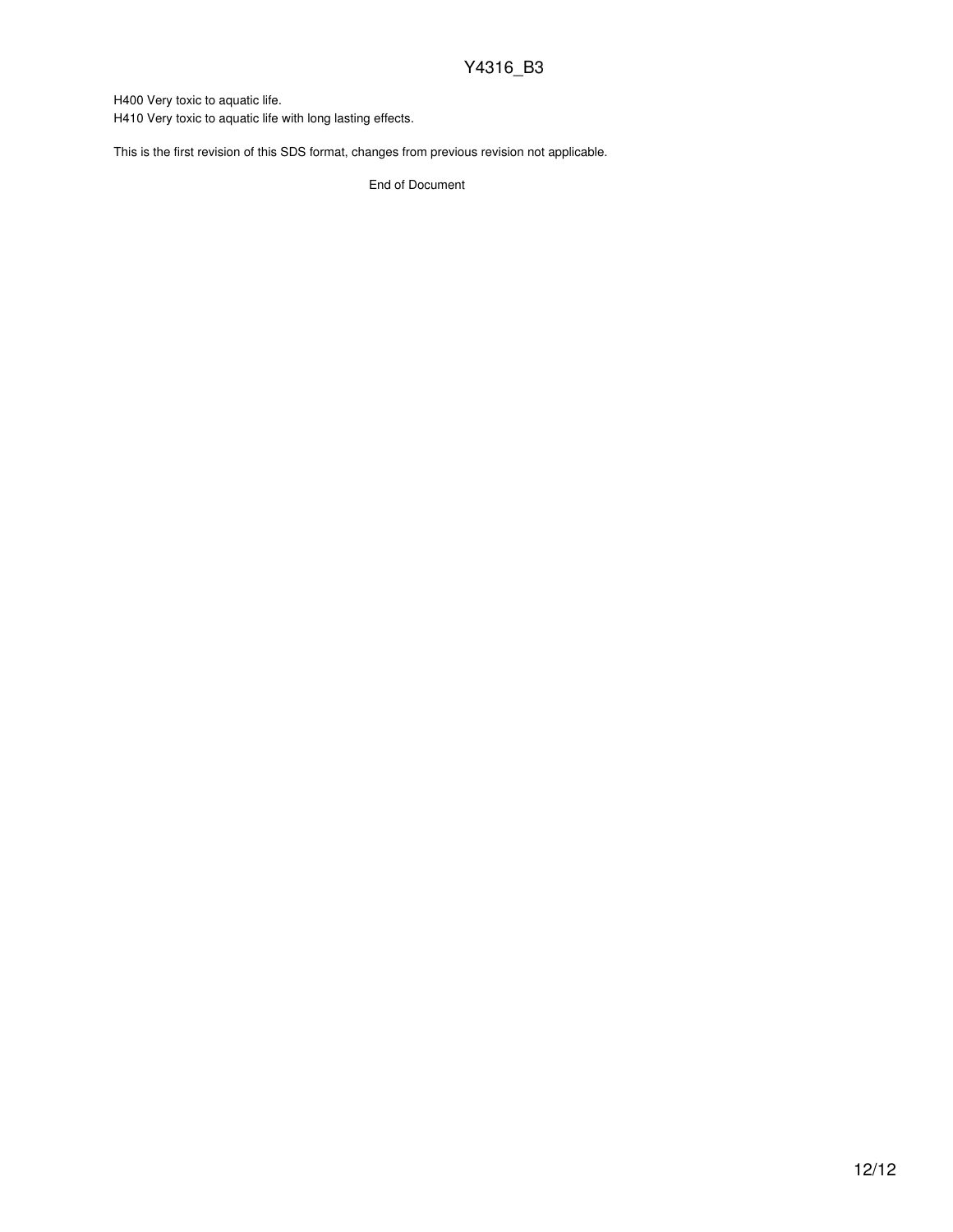H400 Very toxic to aquatic life.
H410 Very toxic to aquatic life with long lasting effects.

This is the first revision of this SDS format, changes from previous revision not applicable.

End of Document